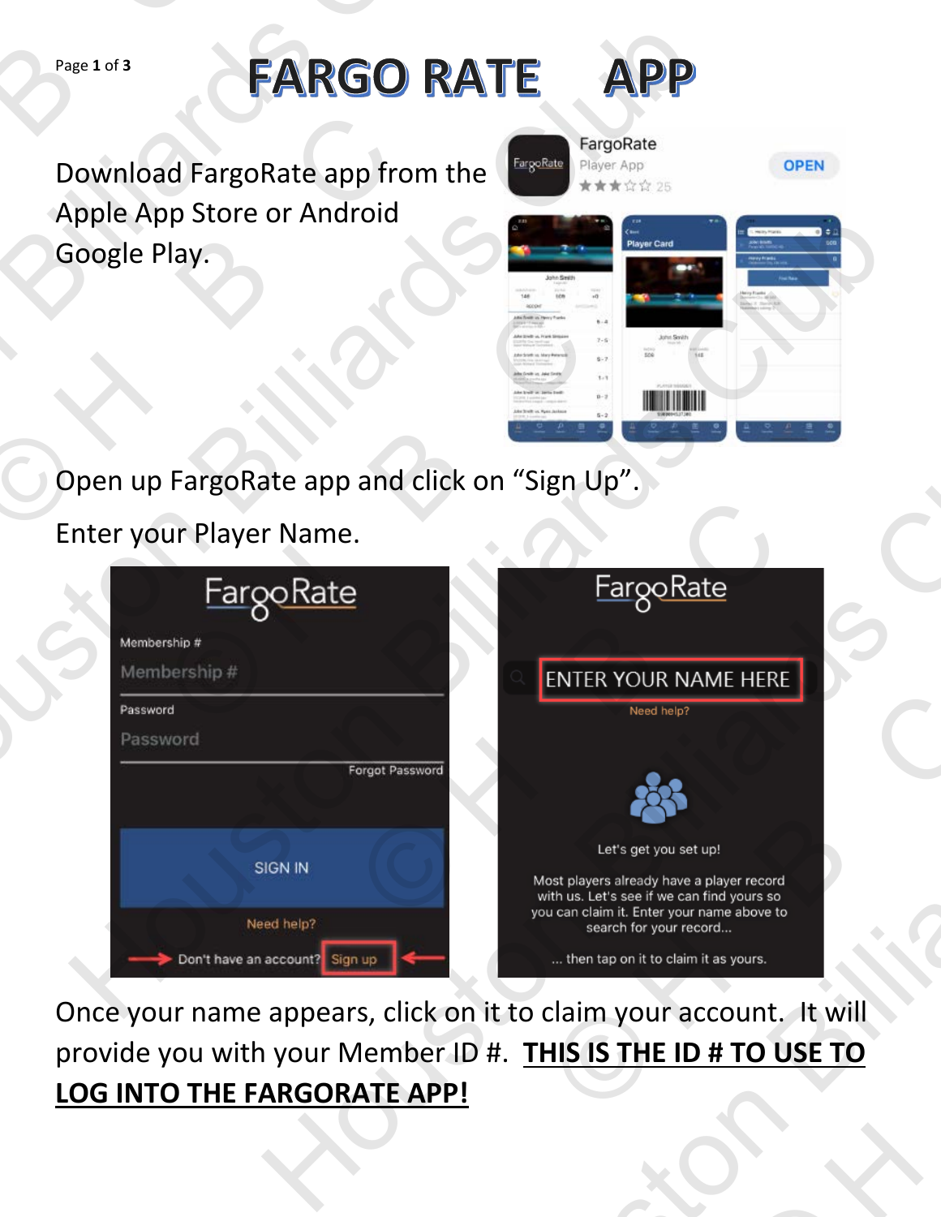# FARGO RATE APP

Download FargoRate app from the Apple App Store or Android Google Play.

Open up FargoRate app and click on "Sign Up".

Enter your Player Name.

Once your name appears, click on it to claim your account. It will provide you with your Member ID #. **THIS IS THE ID # TO USE TO LOG INTO THE FARGORATE APP!**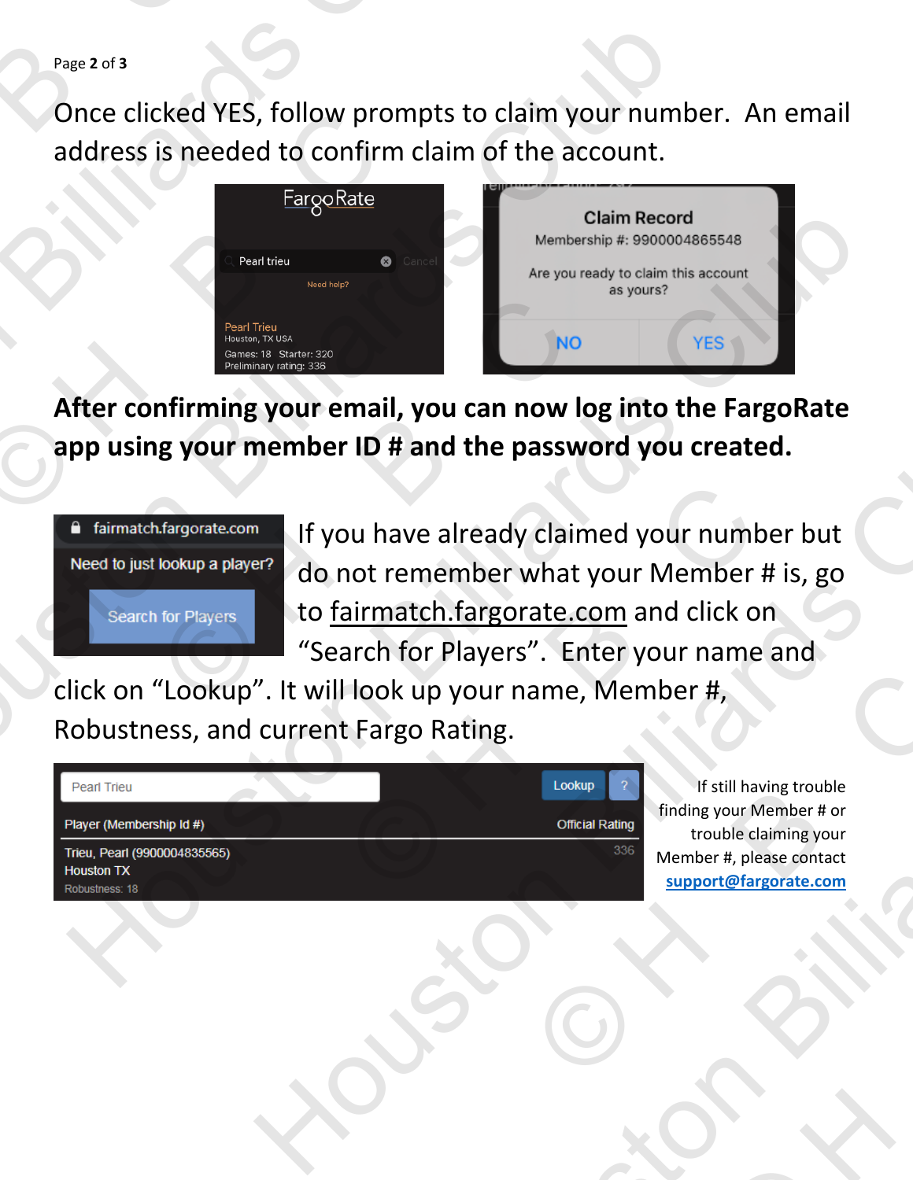Once clicked YES, follow prompts to claim your number. An email address is needed to confirm claim of the account.

**After confirming your email, you can now log into the FargoRate app using your member ID # and the password you created.**

If you have already claimed your number but do not remember what your Member # is, go to fairmatch.fargorate.com and click on "Search for Players". Enter your name and click on "Lookup". It will look up your name, Member #, Robustness, and current Fargo Rating.

If still having trouble finding your Member # or trouble claiming your Member #, please contact **support@fargorate.com**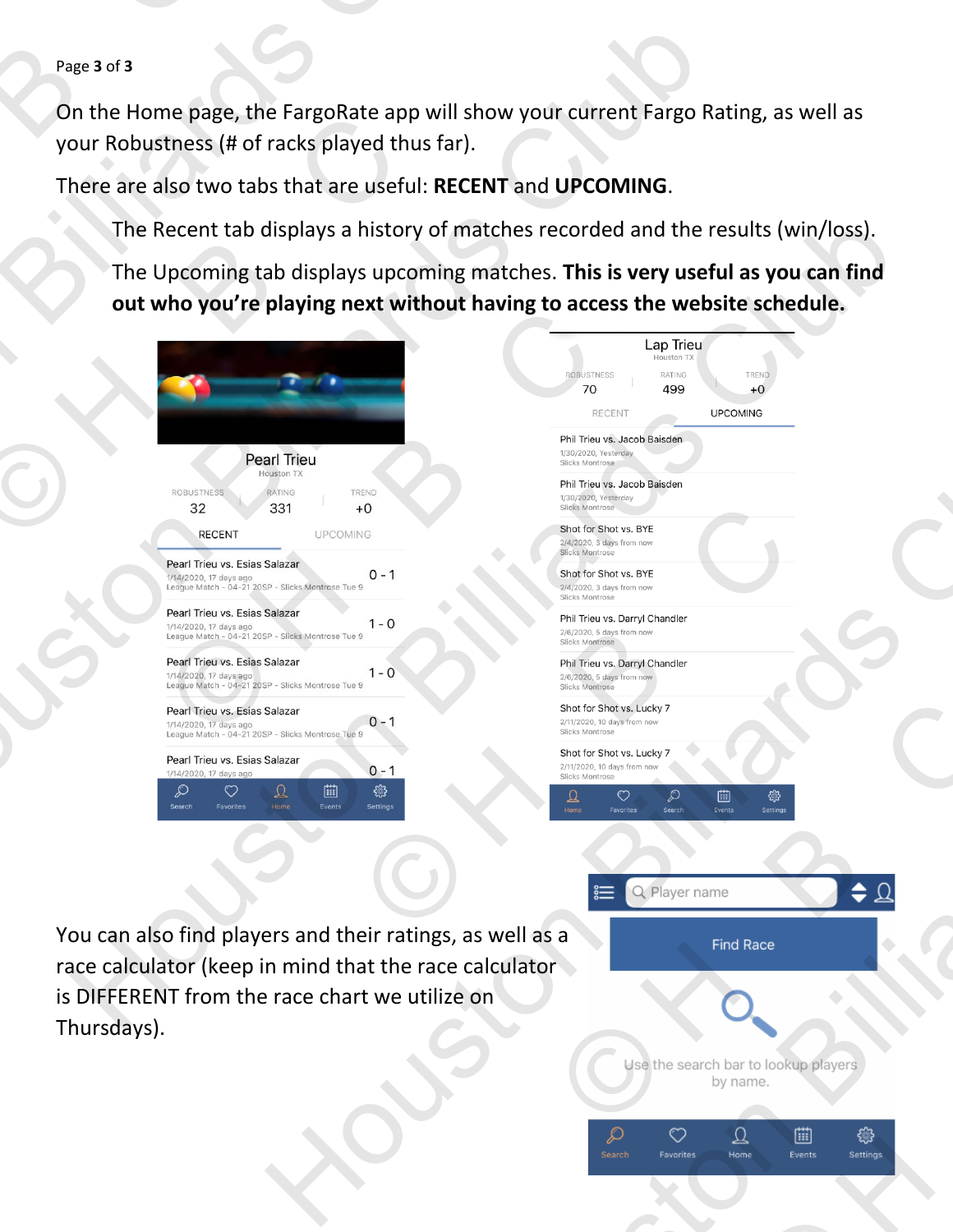On the Home page, the FargoRate app will show your current Fargo Rating, as well as your Robustness (# of racks played thus far).

There are also two tabs that are useful: **RECENT** and **UPCOMING**.

> The Recent tab displays a history of matches recorded and the results (win/loss).
>
> The Upcoming tab displays upcoming matches. **This is very useful as you can find out who you're playing next without having to access the website schedule.**

You can also find players and their ratings, as well as a race calculator (keep in mind that the race calculator is DIFFERENT from the race chart we utilize on Thursdays).